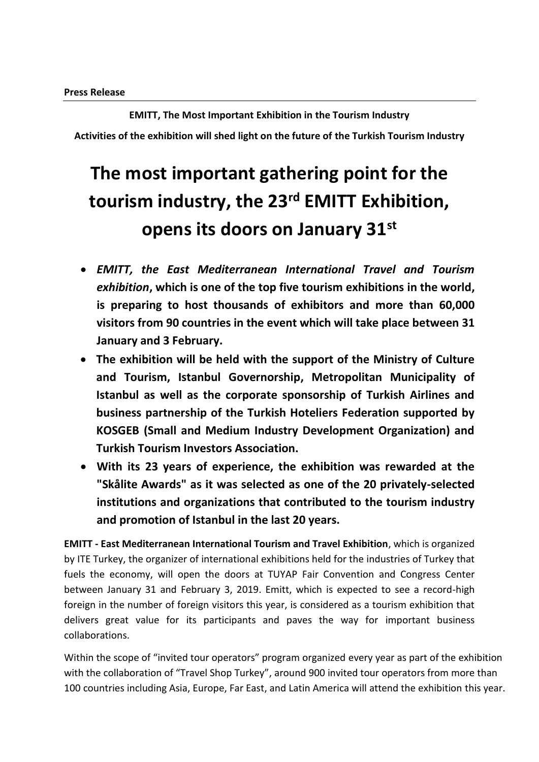**Press Release**

**EMITT, The Most Important Exhibition in the Tourism Industry**

**Activities of the exhibition will shed light on the future of the Turkish Tourism Industry**

# The most important gathering point for the tourism industry, the 23rd EMITT Exhibition, opens its doors on January 31st

- ***EMITT, the East Mediterranean International Travel and Tourism exhibition*, which is one of the top five tourism exhibitions in the world, is preparing to host thousands of exhibitors and more than 60,000 visitors from 90 countries in the event which will take place between 31 January and 3 February.**
- **The exhibition will be held with the support of the Ministry of Culture and Tourism, Istanbul Governorship, Metropolitan Municipality of Istanbul as well as the corporate sponsorship of Turkish Airlines and business partnership of the Turkish Hoteliers Federation supported by KOSGEB (Small and Medium Industry Development Organization) and Turkish Tourism Investors Association.**
- **With its 23 years of experience, the exhibition was rewarded at the "Skålite Awards" as it was selected as one of the 20 privately-selected institutions and organizations that contributed to the tourism industry and promotion of Istanbul in the last 20 years.**

**EMITT - East Mediterranean International Tourism and Travel Exhibition**, which is organized by ITE Turkey, the organizer of international exhibitions held for the industries of Turkey that fuels the economy, will open the doors at TUYAP Fair Convention and Congress Center between January 31 and February 3, 2019. Emitt, which is expected to see a record-high foreign in the number of foreign visitors this year, is considered as a tourism exhibition that delivers great value for its participants and paves the way for important business collaborations.

Within the scope of "invited tour operators" program organized every year as part of the exhibition with the collaboration of "Travel Shop Turkey", around 900 invited tour operators from more than 100 countries including Asia, Europe, Far East, and Latin America will attend the exhibition this year.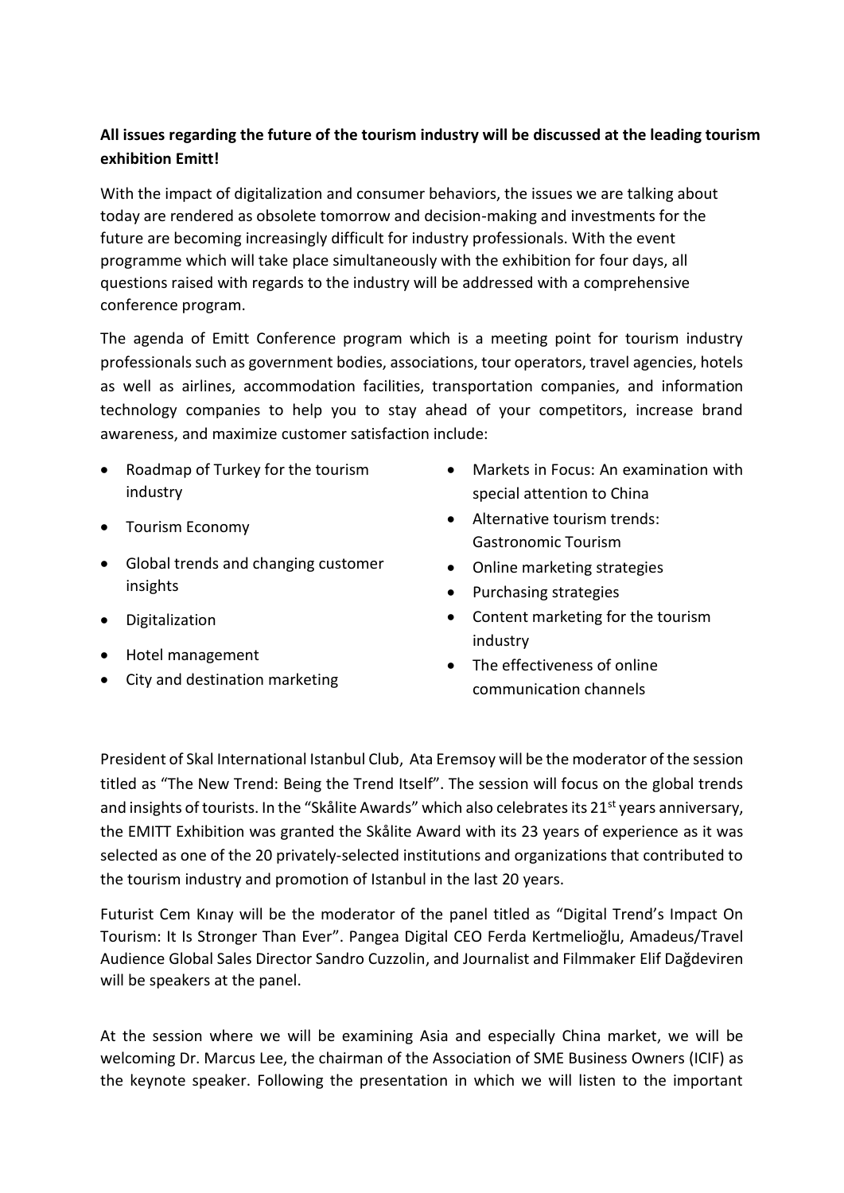**All issues regarding the future of the tourism industry will be discussed at the leading tourism exhibition Emitt!**

With the impact of digitalization and consumer behaviors, the issues we are talking about today are rendered as obsolete tomorrow and decision-making and investments for the future are becoming increasingly difficult for industry professionals. With the event programme which will take place simultaneously with the exhibition for four days, all questions raised with regards to the industry will be addressed with a comprehensive conference program.

The agenda of Emitt Conference program which is a meeting point for tourism industry professionals such as government bodies, associations, tour operators, travel agencies, hotels as well as airlines, accommodation facilities, transportation companies, and information technology companies to help you to stay ahead of your competitors, increase brand awareness, and maximize customer satisfaction include:

- Roadmap of Turkey for the tourism industry
- Tourism Economy
- Global trends and changing customer insights
- Digitalization
- Hotel management
- City and destination marketing
- Markets in Focus: An examination with special attention to China
- Alternative tourism trends: Gastronomic Tourism
- Online marketing strategies
- Purchasing strategies
- Content marketing for the tourism industry
- The effectiveness of online communication channels

President of Skal International Istanbul Club, Ata Eremsoy will be the moderator of the session titled as "The New Trend: Being the Trend Itself". The session will focus on the global trends and insights of tourists. In the "Skålite Awards" which also celebrates its 21st years anniversary, the EMITT Exhibition was granted the Skålite Award with its 23 years of experience as it was selected as one of the 20 privately-selected institutions and organizations that contributed to the tourism industry and promotion of Istanbul in the last 20 years.

Futurist Cem Kınay will be the moderator of the panel titled as "Digital Trend's Impact On Tourism: It Is Stronger Than Ever". Pangea Digital CEO Ferda Kertmelioğlu, Amadeus/Travel Audience Global Sales Director Sandro Cuzzolin, and Journalist and Filmmaker Elif Dağdeviren will be speakers at the panel.

At the session where we will be examining Asia and especially China market, we will be welcoming Dr. Marcus Lee, the chairman of the Association of SME Business Owners (ICIF) as the keynote speaker. Following the presentation in which we will listen to the important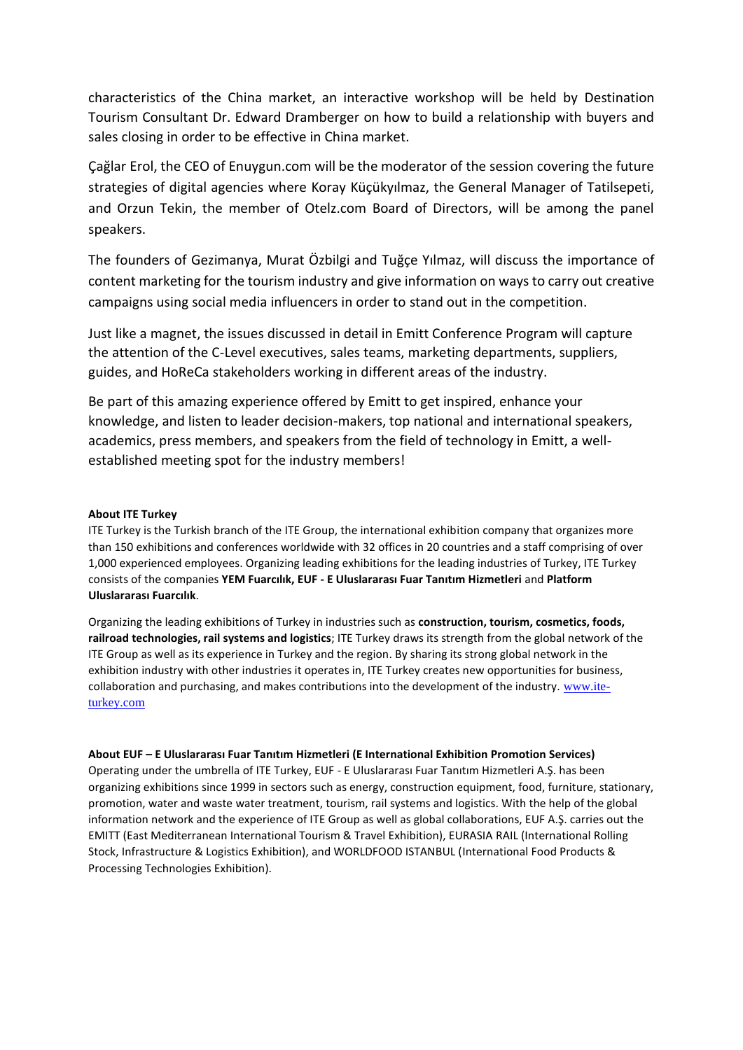characteristics of the China market, an interactive workshop will be held by Destination Tourism Consultant Dr. Edward Dramberger on how to build a relationship with buyers and sales closing in order to be effective in China market.

Çağlar Erol, the CEO of Enuygun.com will be the moderator of the session covering the future strategies of digital agencies where Koray Küçükyılmaz, the General Manager of Tatilsepeti, and Orzun Tekin, the member of Otelz.com Board of Directors, will be among the panel speakers.

The founders of Gezimanya, Murat Özbilgi and Tuğçe Yılmaz, will discuss the importance of content marketing for the tourism industry and give information on ways to carry out creative campaigns using social media influencers in order to stand out in the competition.

Just like a magnet, the issues discussed in detail in Emitt Conference Program will capture the attention of the C-Level executives, sales teams, marketing departments, suppliers, guides, and HoReCa stakeholders working in different areas of the industry.

Be part of this amazing experience offered by Emitt to get inspired, enhance your knowledge, and listen to leader decision-makers, top national and international speakers, academics, press members, and speakers from the field of technology in Emitt, a well-established meeting spot for the industry members!

**About ITE Turkey**

ITE Turkey is the Turkish branch of the ITE Group, the international exhibition company that organizes more than 150 exhibitions and conferences worldwide with 32 offices in 20 countries and a staff comprising of over 1,000 experienced employees. Organizing leading exhibitions for the leading industries of Turkey, ITE Turkey consists of the companies **YEM Fuarcılık, EUF - E Uluslararası Fuar Tanıtım Hizmetleri** and **Platform Uluslararası Fuarcılık**.

Organizing the leading exhibitions of Turkey in industries such as **construction, tourism, cosmetics, foods, railroad technologies, rail systems and logistics**; ITE Turkey draws its strength from the global network of the ITE Group as well as its experience in Turkey and the region. By sharing its strong global network in the exhibition industry with other industries it operates in, ITE Turkey creates new opportunities for business, collaboration and purchasing, and makes contributions into the development of the industry. www.ite-turkey.com

**About EUF – E Uluslararası Fuar Tanıtım Hizmetleri (E International Exhibition Promotion Services)**

Operating under the umbrella of ITE Turkey, EUF - E Uluslararası Fuar Tanıtım Hizmetleri A.Ş. has been organizing exhibitions since 1999 in sectors such as energy, construction equipment, food, furniture, stationary, promotion, water and waste water treatment, tourism, rail systems and logistics. With the help of the global information network and the experience of ITE Group as well as global collaborations, EUF A.Ş. carries out the EMITT (East Mediterranean International Tourism & Travel Exhibition), EURASIA RAIL (International Rolling Stock, Infrastructure & Logistics Exhibition), and WORLDFOOD ISTANBUL (International Food Products & Processing Technologies Exhibition).